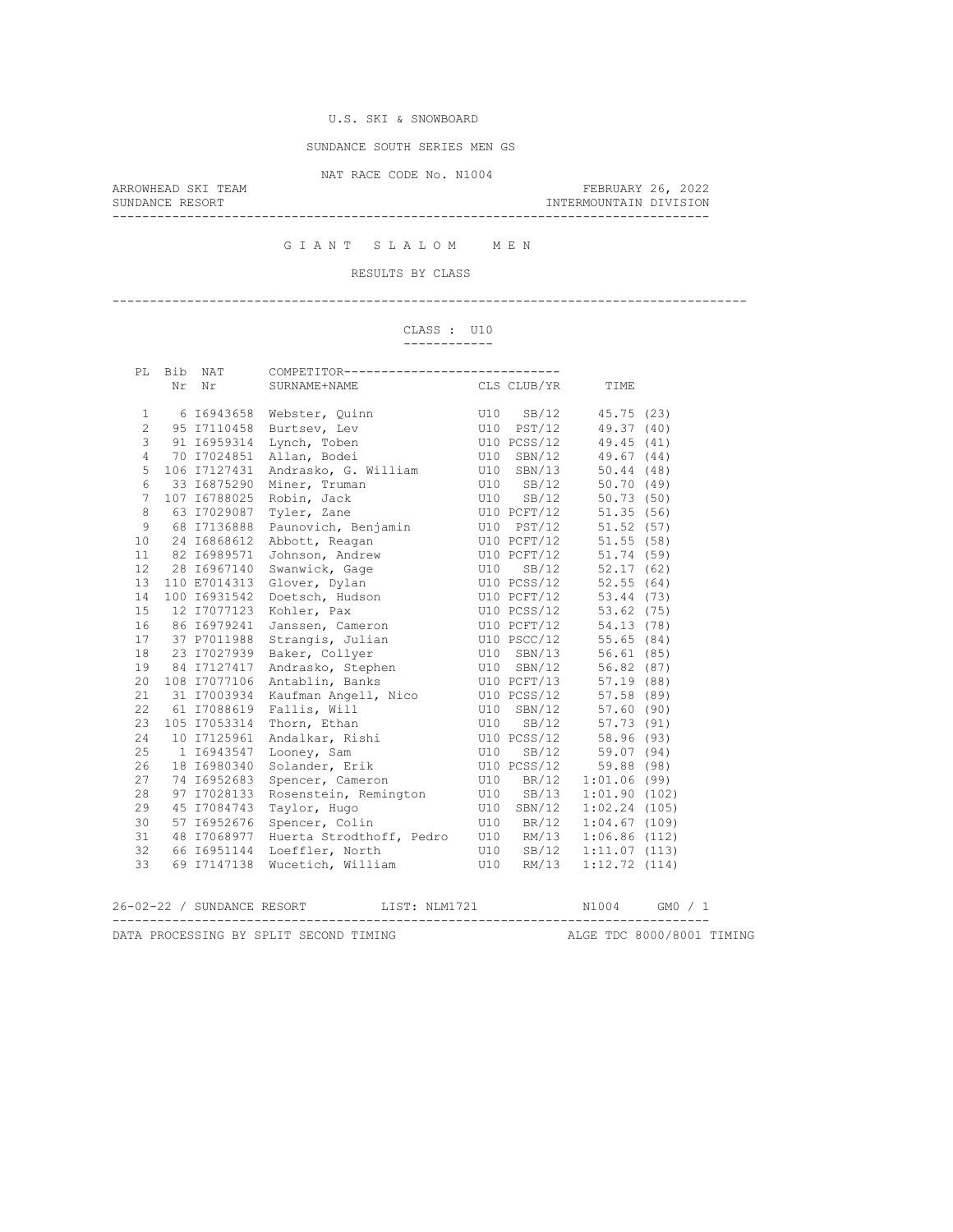U.S. SKI & SNOWBOARD

SUNDANCE SOUTH SERIES MEN GS

NAT RACE CODE No. N1004

ARROWHEAD SKI TEAM — FEBRUARY 26, 2022

SUNDANCE RESORT — INTERMOUNTAIN DIVISION

# G I A N T   S L A L O M   M E N

## RESULTS BY CLASS

### CLASS : U10

| PL | Bib Nr | NAT Nr | SURNAME+NAME | CLS | CLUB/YR | TIME |
|---|---|---|---|---|---|---|
| 1 | 6 | I6943658 | Webster, Quinn | U10 | SB/12 | 45.75 (23) |
| 2 | 95 | I7110458 | Burtsev, Lev | U10 | PST/12 | 49.37 (40) |
| 3 | 91 | I6959314 | Lynch, Toben | U10 | PCSS/12 | 49.45 (41) |
| 4 | 70 | I7024851 | Allan, Bodei | U10 | SBN/12 | 49.67 (44) |
| 5 | 106 | I7127431 | Andrasko, G. William | U10 | SBN/13 | 50.44 (48) |
| 6 | 33 | I6875290 | Miner, Truman | U10 | SB/12 | 50.70 (49) |
| 7 | 107 | I6788025 | Robin, Jack | U10 | SB/12 | 50.73 (50) |
| 8 | 63 | I7029087 | Tyler, Zane | U10 | PCFT/12 | 51.35 (56) |
| 9 | 68 | I7136888 | Paunovich, Benjamin | U10 | PST/12 | 51.52 (57) |
| 10 | 24 | I6868612 | Abbott, Reagan | U10 | PCFT/12 | 51.55 (58) |
| 11 | 82 | I6989571 | Johnson, Andrew | U10 | PCFT/12 | 51.74 (59) |
| 12 | 28 | I6967140 | Swanwick, Gage | U10 | SB/12 | 52.17 (62) |
| 13 | 110 | E7014313 | Glover, Dylan | U10 | PCSS/12 | 52.55 (64) |
| 14 | 100 | I6931542 | Doetsch, Hudson | U10 | PCFT/12 | 53.44 (73) |
| 15 | 12 | I7077123 | Kohler, Pax | U10 | PCSS/12 | 53.62 (75) |
| 16 | 86 | I6979241 | Janssen, Cameron | U10 | PCFT/12 | 54.13 (78) |
| 17 | 37 | P7011988 | Strangis, Julian | U10 | PSCC/12 | 55.65 (84) |
| 18 | 23 | I7027939 | Baker, Collyer | U10 | SBN/13 | 56.61 (85) |
| 19 | 84 | I7127417 | Andrasko, Stephen | U10 | SBN/12 | 56.82 (87) |
| 20 | 108 | I7077106 | Antablin, Banks | U10 | PCFT/13 | 57.19 (88) |
| 21 | 31 | I7003934 | Kaufman Angell, Nico | U10 | PCSS/12 | 57.58 (89) |
| 22 | 61 | I7088619 | Fallis, Will | U10 | SBN/12 | 57.60 (90) |
| 23 | 105 | I7053314 | Thorn, Ethan | U10 | SB/12 | 57.73 (91) |
| 24 | 10 | I7125961 | Andalkar, Rishi | U10 | PCSS/12 | 58.96 (93) |
| 25 | 1 | I6943547 | Looney, Sam | U10 | SB/12 | 59.07 (94) |
| 26 | 18 | I6980340 | Solander, Erik | U10 | PCSS/12 | 59.88 (98) |
| 27 | 74 | I6952683 | Spencer, Cameron | U10 | BR/12 | 1:01.06 (99) |
| 28 | 97 | I7028133 | Rosenstein, Remington | U10 | SB/13 | 1:01.90 (102) |
| 29 | 45 | I7084743 | Taylor, Hugo | U10 | SBN/12 | 1:02.24 (105) |
| 30 | 57 | I6952676 | Spencer, Colin | U10 | BR/12 | 1:04.67 (109) |
| 31 | 48 | I7068977 | Huerta Strodthoff, Pedro | U10 | RM/13 | 1:06.86 (112) |
| 32 | 66 | I6951144 | Loeffler, North | U10 | SB/12 | 1:11.07 (113) |
| 33 | 69 | I7147138 | Wucetich, William | U10 | RM/13 | 1:12.72 (114) |

26-02-22 / SUNDANCE RESORT — LIST: NLM1721 — N1004 — GM0 / 1

DATA PROCESSING BY SPLIT SECOND TIMING — ALGE TDC 8000/8001 TIMING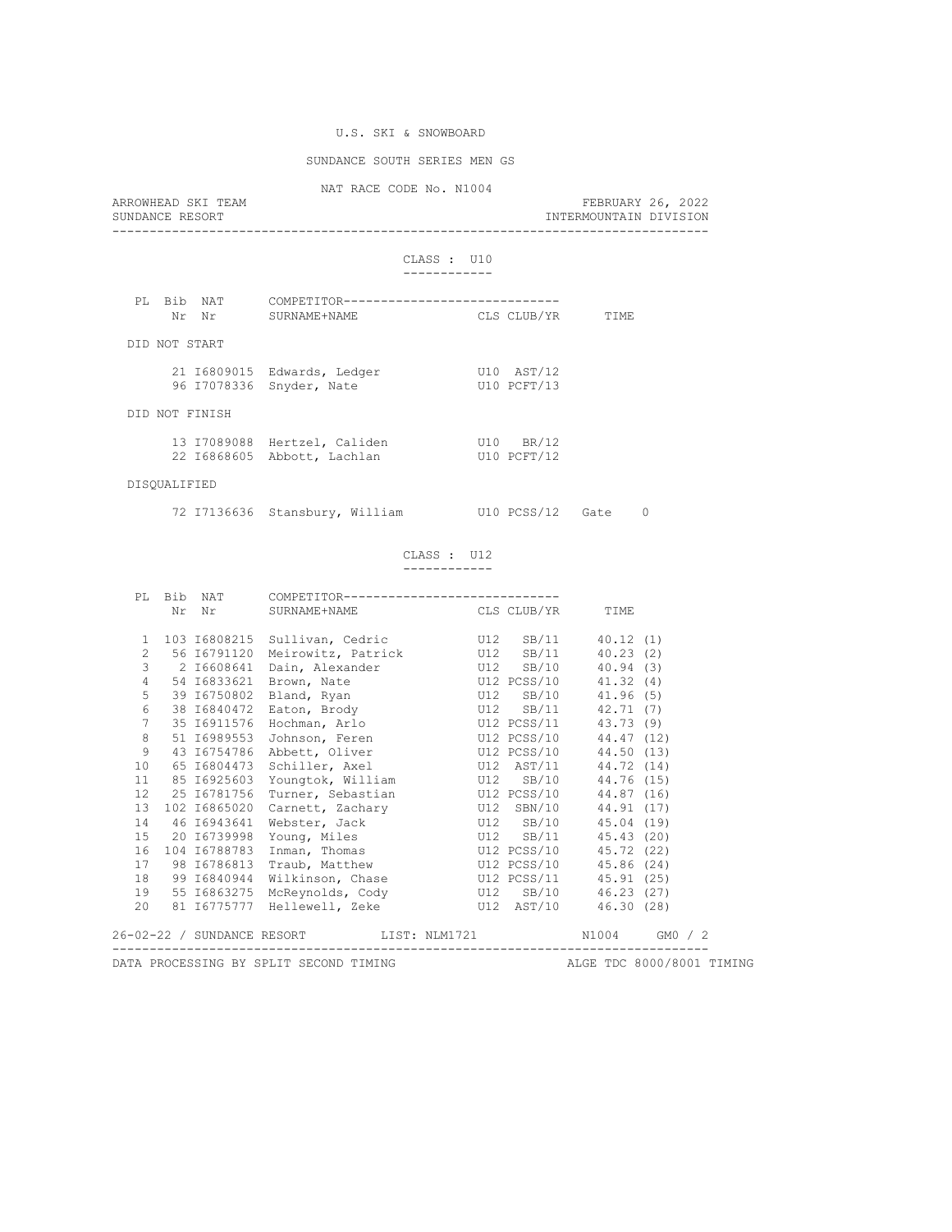U.S. SKI & SNOWBOARD

SUNDANCE SOUTH SERIES MEN GS

NAT RACE CODE No. N1004

ARROWHEAD SKI TEAM — FEBRUARY 26, 2022

SUNDANCE RESORT — INTERMOUNTAIN DIVISION

## CLASS : U10

| PL | Bib Nr | NAT Nr | SURNAME+NAME | CLS | CLUB/YR | TIME |
|---|---|---|---|---|---|---|
| **DID NOT START** | | | | | | |
| | 21 | I6809015 | Edwards, Ledger | U10 | AST/12 | |
| | 96 | I7078336 | Snyder, Nate | U10 | PCFT/13 | |
| **DID NOT FINISH** | | | | | | |
| | 13 | I7089088 | Hertzel, Caliden | U10 | BR/12 | |
| | 22 | I6868605 | Abbott, Lachlan | U10 | PCFT/12 | |
| **DISQUALIFIED** | | | | | | |
| | 72 | I7136636 | Stansbury, William | U10 | PCSS/12 | Gate 0 |

## CLASS : U12

| PL | Bib Nr | NAT Nr | SURNAME+NAME | CLS | CLUB/YR | TIME |
|---|---|---|---|---|---|---|
| 1 | 103 | I6808215 | Sullivan, Cedric | U12 | SB/11 | 40.12 (1) |
| 2 | 56 | I6791120 | Meirowitz, Patrick | U12 | SB/11 | 40.23 (2) |
| 3 | 2 | I6608641 | Dain, Alexander | U12 | SB/10 | 40.94 (3) |
| 4 | 54 | I6833621 | Brown, Nate | U12 | PCSS/10 | 41.32 (4) |
| 5 | 39 | I6750802 | Bland, Ryan | U12 | SB/10 | 41.96 (5) |
| 6 | 38 | I6840472 | Eaton, Brody | U12 | SB/11 | 42.71 (7) |
| 7 | 35 | I6911576 | Hochman, Arlo | U12 | PCSS/11 | 43.73 (9) |
| 8 | 51 | I6989553 | Johnson, Feren | U12 | PCSS/10 | 44.47 (12) |
| 9 | 43 | I6754786 | Abbett, Oliver | U12 | PCSS/10 | 44.50 (13) |
| 10 | 65 | I6804473 | Schiller, Axel | U12 | AST/11 | 44.72 (14) |
| 11 | 85 | I6925603 | Youngtok, William | U12 | SB/10 | 44.76 (15) |
| 12 | 25 | I6781756 | Turner, Sebastian | U12 | PCSS/10 | 44.87 (16) |
| 13 | 102 | I6865020 | Carnett, Zachary | U12 | SBN/10 | 44.91 (17) |
| 14 | 46 | I6943641 | Webster, Jack | U12 | SB/10 | 45.04 (19) |
| 15 | 20 | I6739998 | Young, Miles | U12 | SB/11 | 45.43 (20) |
| 16 | 104 | I6788783 | Inman, Thomas | U12 | PCSS/10 | 45.72 (22) |
| 17 | 98 | I6786813 | Traub, Matthew | U12 | PCSS/10 | 45.86 (24) |
| 18 | 99 | I6840944 | Wilkinson, Chase | U12 | PCSS/11 | 45.91 (25) |
| 19 | 55 | I6863275 | McReynolds, Cody | U12 | SB/10 | 46.23 (27) |
| 20 | 81 | I6775777 | Hellewell, Zeke | U12 | AST/10 | 46.30 (28) |

26-02-22 / SUNDANCE RESORT LIST: NLM1721 N1004 GM0 / 2

DATA PROCESSING BY SPLIT SECOND TIMING — ALGE TDC 8000/8001 TIMING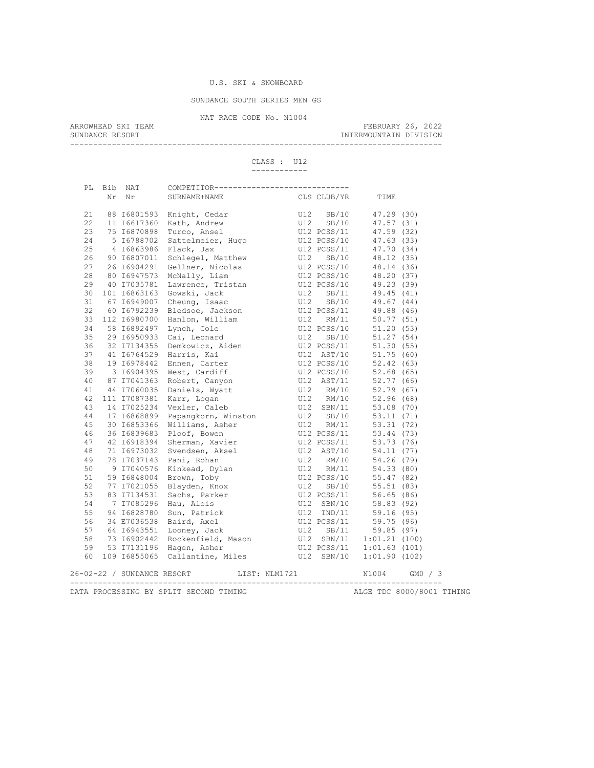U.S. SKI & SNOWBOARD

SUNDANCE SOUTH SERIES MEN GS

NAT RACE CODE No. N1004

ARROWHEAD SKI TEAM — FEBRUARY 26, 2022

SUNDANCE RESORT — INTERMOUNTAIN DIVISION

CLASS : U12

| PL | Bib Nr | NAT Nr | COMPETITOR SURNAME+NAME | CLS | CLUB/YR | TIME |
|---|---|---|---|---|---|---|
| 21 | 88 | I6801593 | Knight, Cedar | U12 | SB/10 | 47.29 (30) |
| 22 | 11 | I6617360 | Kath, Andrew | U12 | SB/10 | 47.57 (31) |
| 23 | 75 | I6870898 | Turco, Ansel | U12 | PCSS/11 | 47.59 (32) |
| 24 | 5 | I6788702 | Sattelmeier, Hugo | U12 | PCSS/10 | 47.63 (33) |
| 25 | 4 | I6863986 | Flack, Jax | U12 | PCSS/11 | 47.70 (34) |
| 26 | 90 | I6807011 | Schlegel, Matthew | U12 | SB/10 | 48.12 (35) |
| 27 | 26 | I6904291 | Gellner, Nicolas | U12 | PCSS/10 | 48.14 (36) |
| 28 | 80 | I6947573 | McNally, Liam | U12 | PCSS/10 | 48.20 (37) |
| 29 | 40 | I7035781 | Lawrence, Tristan | U12 | PCSS/10 | 49.23 (39) |
| 30 | 101 | I6863163 | Gowski, Jack | U12 | SB/11 | 49.45 (41) |
| 31 | 67 | I6949007 | Cheung, Isaac | U12 | SB/10 | 49.67 (44) |
| 32 | 60 | I6792239 | Bledsoe, Jackson | U12 | PCSS/11 | 49.88 (46) |
| 33 | 112 | I6980700 | Hanlon, William | U12 | RM/11 | 50.77 (51) |
| 34 | 58 | I6892497 | Lynch, Cole | U12 | PCSS/10 | 51.20 (53) |
| 35 | 29 | I6950933 | Cai, Leonard | U12 | SB/10 | 51.27 (54) |
| 36 | 32 | I7134355 | Demkowicz, Aiden | U12 | PCSS/11 | 51.30 (55) |
| 37 | 41 | I6764529 | Harris, Kai | U12 | AST/10 | 51.75 (60) |
| 38 | 19 | I6978442 | Ennen, Carter | U12 | PCSS/10 | 52.42 (63) |
| 39 | 3 | I6904395 | West, Cardiff | U12 | PCSS/10 | 52.68 (65) |
| 40 | 87 | I7041363 | Robert, Canyon | U12 | AST/11 | 52.77 (66) |
| 41 | 44 | I7060035 | Daniels, Wyatt | U12 | RM/10 | 52.79 (67) |
| 42 | 111 | I7087381 | Karr, Logan | U12 | RM/10 | 52.96 (68) |
| 43 | 14 | I7025234 | Vexler, Caleb | U12 | SBN/11 | 53.08 (70) |
| 44 | 17 | I6868899 | Papangkorn, Winston | U12 | SB/10 | 53.11 (71) |
| 45 | 30 | I6853366 | Williams, Asher | U12 | RM/11 | 53.31 (72) |
| 46 | 36 | I6839683 | Ploof, Bowen | U12 | PCSS/11 | 53.44 (73) |
| 47 | 42 | I6918394 | Sherman, Xavier | U12 | PCSS/11 | 53.73 (76) |
| 48 | 71 | I6973032 | Svendsen, Aksel | U12 | AST/10 | 54.11 (77) |
| 49 | 78 | I7037143 | Pani, Rohan | U12 | RM/10 | 54.26 (79) |
| 50 | 9 | I7040576 | Kinkead, Dylan | U12 | RM/11 | 54.33 (80) |
| 51 | 59 | I6848004 | Brown, Toby | U12 | PCSS/10 | 55.47 (82) |
| 52 | 77 | I7021055 | Blayden, Knox | U12 | SB/10 | 55.51 (83) |
| 53 | 83 | I7134531 | Sachs, Parker | U12 | PCSS/11 | 56.65 (86) |
| 54 | 7 | I7085296 | Hau, Alois | U12 | SBN/10 | 58.83 (92) |
| 55 | 94 | I6828780 | Sun, Patrick | U12 | IND/11 | 59.16 (95) |
| 56 | 34 | E7036538 | Baird, Axel | U12 | PCSS/11 | 59.75 (96) |
| 57 | 64 | I6943551 | Looney, Jack | U12 | SB/11 | 59.85 (97) |
| 58 | 73 | I6902442 | Rockenfield, Mason | U12 | SBN/11 | 1:01.21 (100) |
| 59 | 53 | I7131196 | Hagen, Asher | U12 | PCSS/11 | 1:01.63 (101) |
| 60 | 109 | I6855065 | Callantine, Miles | U12 | SBN/10 | 1:01.90 (102) |

26-02-22 / SUNDANCE RESORT — LIST: NLM1721 — N1004 — GM0 / 3

DATA PROCESSING BY SPLIT SECOND TIMING — ALGE TDC 8000/8001 TIMING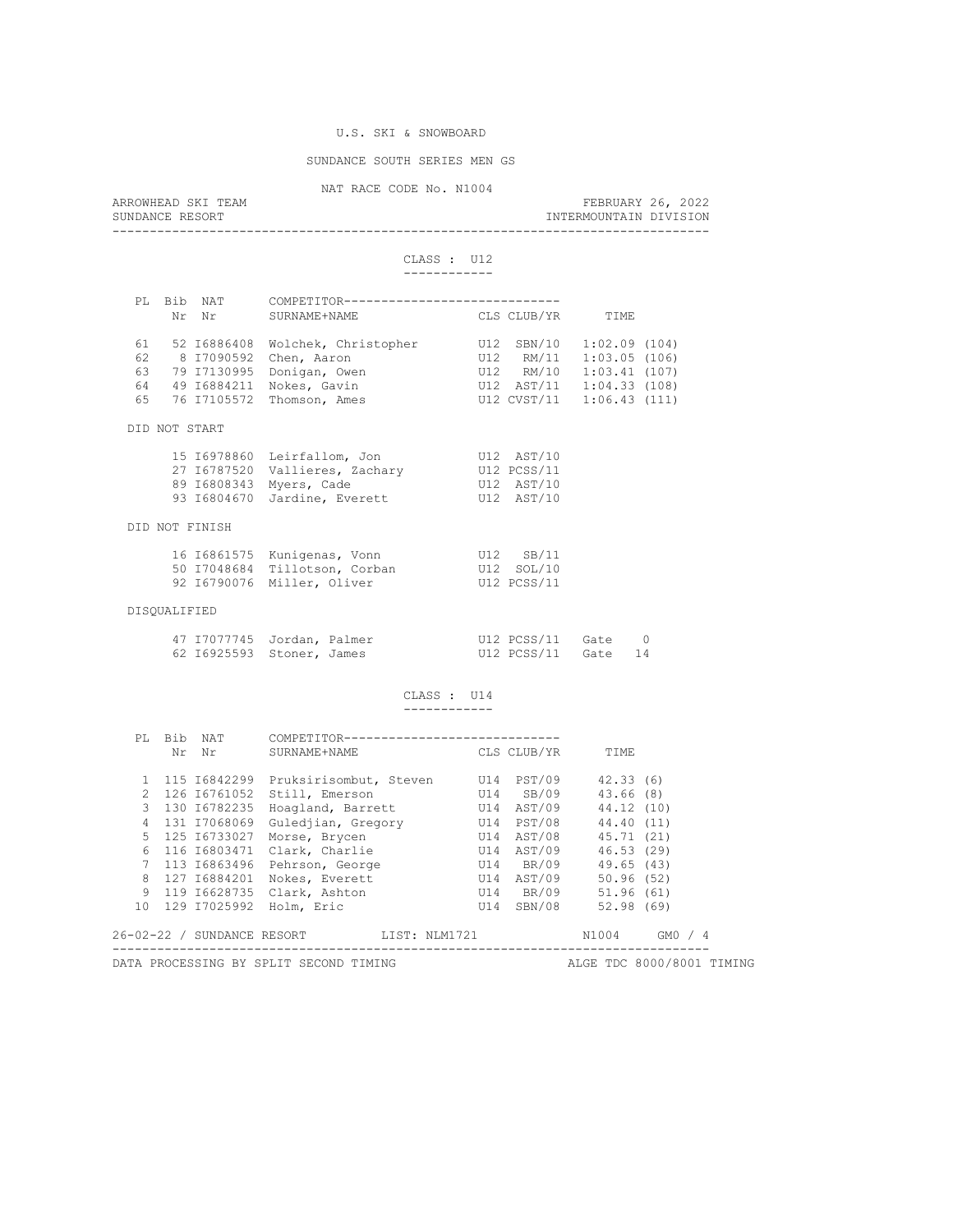U.S. SKI & SNOWBOARD

SUNDANCE SOUTH SERIES MEN GS

NAT RACE CODE No. N1004

ARROWHEAD SKI TEAM — FEBRUARY 26, 2022

SUNDANCE RESORT — INTERMOUNTAIN DIVISION

## CLASS : U12

| PL | Bib Nr | NAT Nr | COMPETITOR SURNAME+NAME | CLS | CLUB/YR | TIME |
|---|---|---|---|---|---|---|
| 61 | 52 | I6886408 | Wolchek, Christopher | U12 | SBN/10 | 1:02.09 (104) |
| 62 | 8 | I7090592 | Chen, Aaron | U12 | RM/11 | 1:03.05 (106) |
| 63 | 79 | I7130995 | Donigan, Owen | U12 | RM/10 | 1:03.41 (107) |
| 64 | 49 | I6884211 | Nokes, Gavin | U12 | AST/11 | 1:04.33 (108) |
| 65 | 76 | I7105572 | Thomson, Ames | U12 | CVST/11 | 1:06.43 (111) |

### DID NOT START

| Bib Nr | NAT Nr | COMPETITOR SURNAME+NAME | CLS | CLUB/YR |
|---|---|---|---|---|
| 15 | I6978860 | Leirfallom, Jon | U12 | AST/10 |
| 27 | I6787520 | Vallieres, Zachary | U12 | PCSS/11 |
| 89 | I6808343 | Myers, Cade | U12 | AST/10 |
| 93 | I6804670 | Jardine, Everett | U12 | AST/10 |

### DID NOT FINISH

| Bib Nr | NAT Nr | COMPETITOR SURNAME+NAME | CLS | CLUB/YR |
|---|---|---|---|---|
| 16 | I6861575 | Kunigenas, Vonn | U12 | SB/11 |
| 50 | I7048684 | Tillotson, Corban | U12 | SOL/10 |
| 92 | I6790076 | Miller, Oliver | U12 | PCSS/11 |

### DISQUALIFIED

| Bib Nr | NAT Nr | COMPETITOR SURNAME+NAME | CLS | CLUB/YR | |
|---|---|---|---|---|---|
| 47 | I7077745 | Jordan, Palmer | U12 | PCSS/11 | Gate 0 |
| 62 | I6925593 | Stoner, James | U12 | PCSS/11 | Gate 14 |

## CLASS : U14

| PL | Bib Nr | NAT Nr | COMPETITOR SURNAME+NAME | CLS | CLUB/YR | TIME |
|---|---|---|---|---|---|---|
| 1 | 115 | I6842299 | Pruksirisombut, Steven | U14 | PST/09 | 42.33 (6) |
| 2 | 126 | I6761052 | Still, Emerson | U14 | SB/09 | 43.66 (8) |
| 3 | 130 | I6782235 | Hoagland, Barrett | U14 | AST/09 | 44.12 (10) |
| 4 | 131 | I7068069 | Guledjian, Gregory | U14 | PST/08 | 44.40 (11) |
| 5 | 125 | I6733027 | Morse, Brycen | U14 | AST/08 | 45.71 (21) |
| 6 | 116 | I6803471 | Clark, Charlie | U14 | AST/09 | 46.53 (29) |
| 7 | 113 | I6863496 | Pehrson, George | U14 | BR/09 | 49.65 (43) |
| 8 | 127 | I6884201 | Nokes, Everett | U14 | AST/09 | 50.96 (52) |
| 9 | 119 | I6628735 | Clark, Ashton | U14 | BR/09 | 51.96 (61) |
| 10 | 129 | I7025992 | Holm, Eric | U14 | SBN/08 | 52.98 (69) |

26-02-22 / SUNDANCE RESORT — LIST: NLM1721 — N1004 — GM0 / 4

DATA PROCESSING BY SPLIT SECOND TIMING — ALGE TDC 8000/8001 TIMING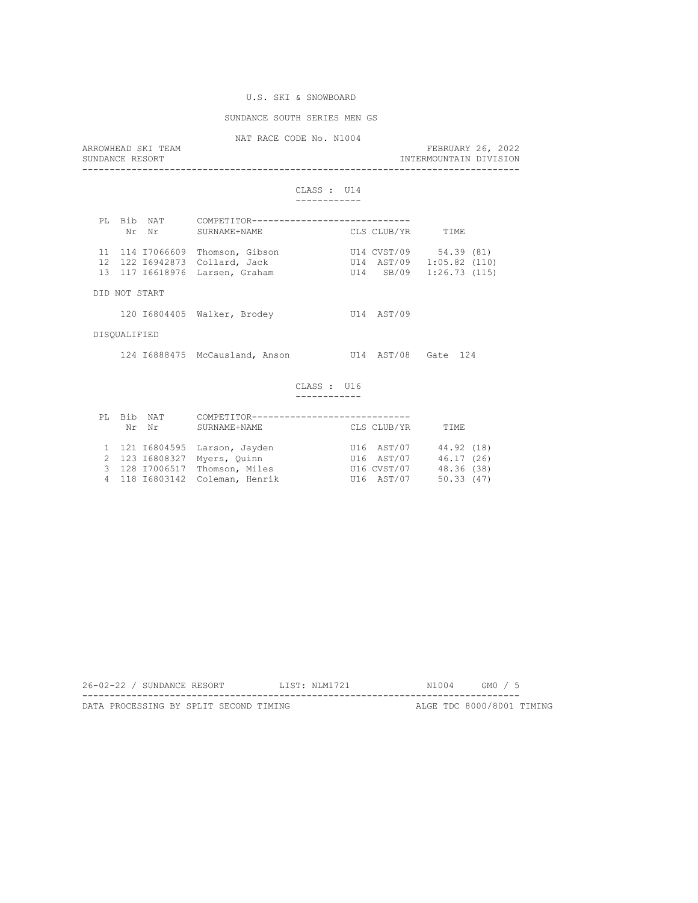U.S. SKI & SNOWBOARD

SUNDANCE SOUTH SERIES MEN GS

NAT RACE CODE No. N1004

ARROWHEAD SKI TEAM — FEBRUARY 26, 2022

SUNDANCE RESORT — INTERMOUNTAIN DIVISION

## CLASS : U14

| PL | Bib Nr | NAT Nr | COMPETITOR SURNAME+NAME | CLS | CLUB/YR | TIME |
|---|---|---|---|---|---|---|
| 11 | 114 | I7066609 | Thomson, Gibson | U14 | CVST/09 | 54.39 (81) |
| 12 | 122 | I6942873 | Collard, Jack | U14 | AST/09 | 1:05.82 (110) |
| 13 | 117 | I6618976 | Larsen, Graham | U14 | SB/09 | 1:26.73 (115) |

DID NOT START

| Bib Nr | NAT Nr | COMPETITOR SURNAME+NAME | CLS | CLUB/YR |
|---|---|---|---|---|
| 120 | I6804405 | Walker, Brodey | U14 | AST/09 |

DISQUALIFIED

| Bib Nr | NAT Nr | COMPETITOR SURNAME+NAME | CLS | CLUB/YR | |
|---|---|---|---|---|---|
| 124 | I6888475 | McCausland, Anson | U14 | AST/08 | Gate 124 |

## CLASS : U16

| PL | Bib Nr | NAT Nr | COMPETITOR SURNAME+NAME | CLS | CLUB/YR | TIME |
|---|---|---|---|---|---|---|
| 1 | 121 | I6804595 | Larson, Jayden | U16 | AST/07 | 44.92 (18) |
| 2 | 123 | I6808327 | Myers, Quinn | U16 | AST/07 | 46.17 (26) |
| 3 | 128 | I7006517 | Thomson, Miles | U16 | CVST/07 | 48.36 (38) |
| 4 | 118 | I6803142 | Coleman, Henrik | U16 | AST/07 | 50.33 (47) |

26-02-22 / SUNDANCE RESORT — LIST: NLM1721 — N1004 GM0

DATA PROCESSING BY SPLIT SECOND TIMING — ALGE TDC 8000/8001 TIMING